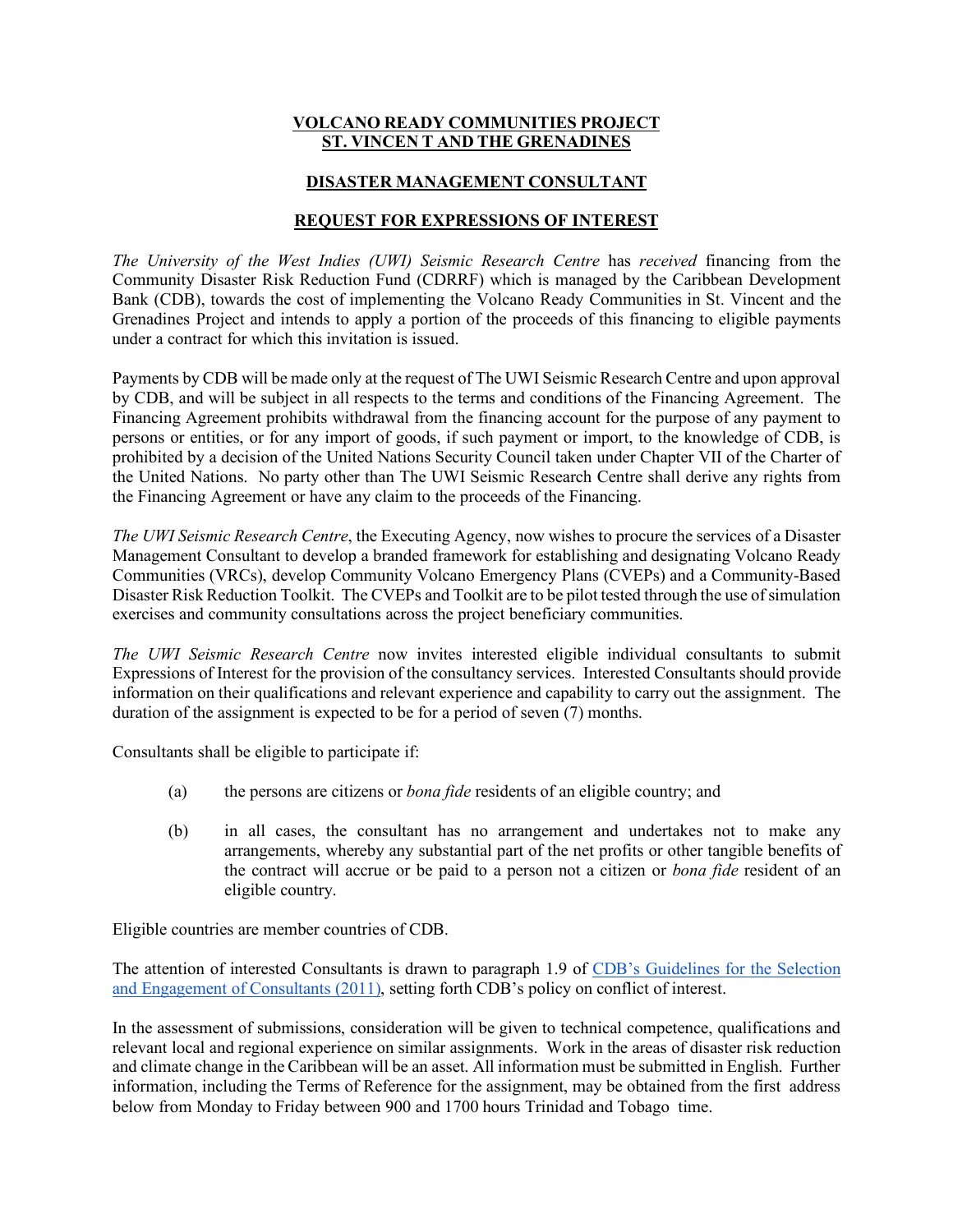**VOLCANO READY COMMUNITIES PROJECT**
**ST. VINCEN T AND THE GRENADINES**

**DISASTER MANAGEMENT CONSULTANT**

**REQUEST FOR EXPRESSIONS OF INTEREST**

*The University of the West Indies (UWI) Seismic Research Centre* has *received* financing from the Community Disaster Risk Reduction Fund (CDRRF) which is managed by the Caribbean Development Bank (CDB), towards the cost of implementing the Volcano Ready Communities in St. Vincent and the Grenadines Project and intends to apply a portion of the proceeds of this financing to eligible payments under a contract for which this invitation is issued.

Payments by CDB will be made only at the request of The UWI Seismic Research Centre and upon approval by CDB, and will be subject in all respects to the terms and conditions of the Financing Agreement. The Financing Agreement prohibits withdrawal from the financing account for the purpose of any payment to persons or entities, or for any import of goods, if such payment or import, to the knowledge of CDB, is prohibited by a decision of the United Nations Security Council taken under Chapter VII of the Charter of the United Nations. No party other than The UWI Seismic Research Centre shall derive any rights from the Financing Agreement or have any claim to the proceeds of the Financing.

*The UWI Seismic Research Centre*, the Executing Agency, now wishes to procure the services of a Disaster Management Consultant to develop a branded framework for establishing and designating Volcano Ready Communities (VRCs), develop Community Volcano Emergency Plans (CVEPs) and a Community-Based Disaster Risk Reduction Toolkit. The CVEPs and Toolkit are to be pilot tested through the use of simulation exercises and community consultations across the project beneficiary communities.

*The UWI Seismic Research Centre* now invites interested eligible individual consultants to submit Expressions of Interest for the provision of the consultancy services. Interested Consultants should provide information on their qualifications and relevant experience and capability to carry out the assignment. The duration of the assignment is expected to be for a period of seven (7) months.

Consultants shall be eligible to participate if:

(a) the persons are citizens or *bona fide* residents of an eligible country; and

(b) in all cases, the consultant has no arrangement and undertakes not to make any arrangements, whereby any substantial part of the net profits or other tangible benefits of the contract will accrue or be paid to a person not a citizen or *bona fide* resident of an eligible country.

Eligible countries are member countries of CDB.

The attention of interested Consultants is drawn to paragraph 1.9 of CDB's Guidelines for the Selection and Engagement of Consultants (2011), setting forth CDB's policy on conflict of interest.

In the assessment of submissions, consideration will be given to technical competence, qualifications and relevant local and regional experience on similar assignments. Work in the areas of disaster risk reduction and climate change in the Caribbean will be an asset. All information must be submitted in English. Further information, including the Terms of Reference for the assignment, may be obtained from the first address below from Monday to Friday between 900 and 1700 hours Trinidad and Tobago time.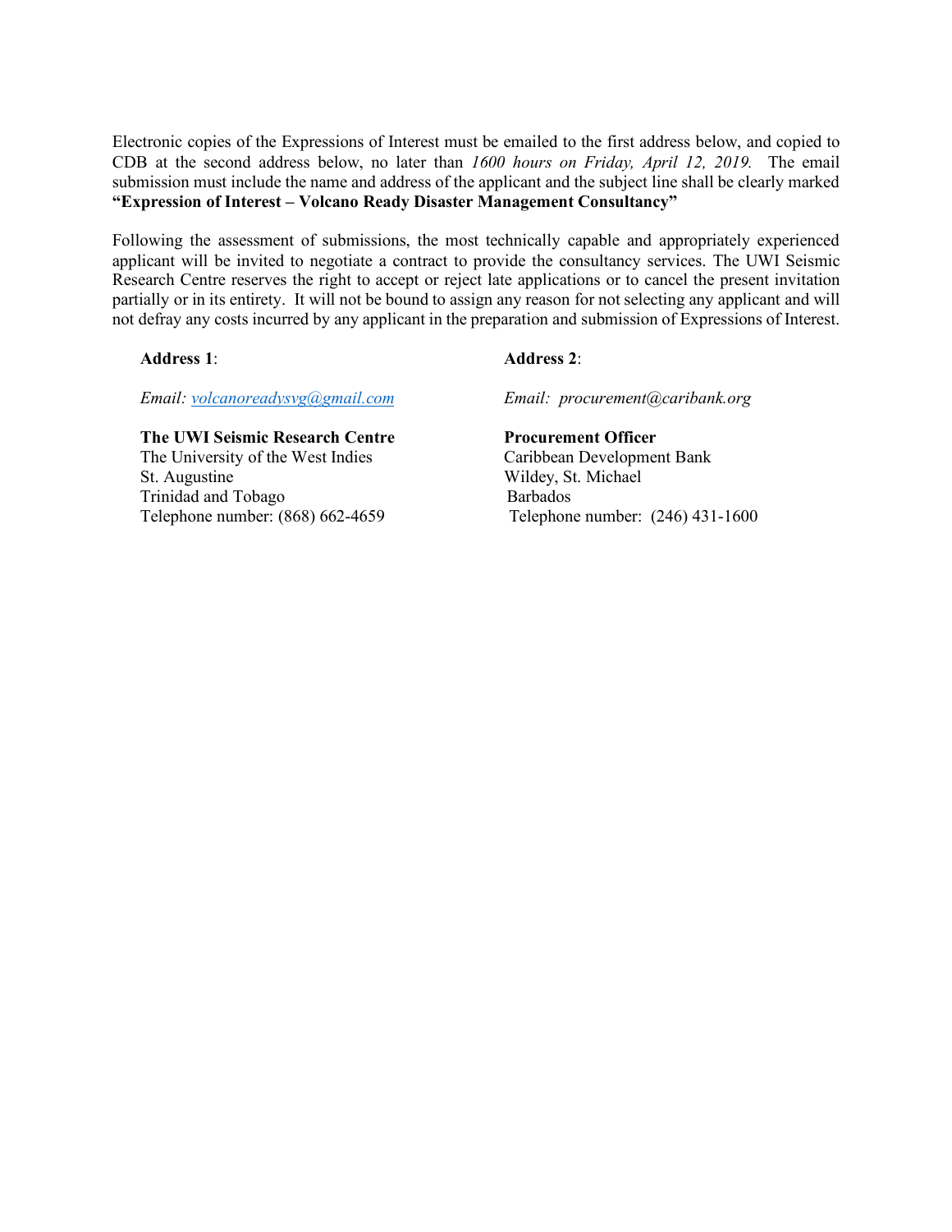Electronic copies of the Expressions of Interest must be emailed to the first address below, and copied to CDB at the second address below, no later than *1600 hours on Friday, April 12, 2019.* The email submission must include the name and address of the applicant and the subject line shall be clearly marked **"Expression of Interest – Volcano Ready Disaster Management Consultancy"**

Following the assessment of submissions, the most technically capable and appropriately experienced applicant will be invited to negotiate a contract to provide the consultancy services. The UWI Seismic Research Centre reserves the right to accept or reject late applications or to cancel the present invitation partially or in its entirety. It will not be bound to assign any reason for not selecting any applicant and will not defray any costs incurred by any applicant in the preparation and submission of Expressions of Interest.

**Address 1**:

*Email: volcanoreadysvg@gmail.com*

**The UWI Seismic Research Centre**
The University of the West Indies
St. Augustine
Trinidad and Tobago
Telephone number: (868) 662-4659

**Address 2**:

*Email: procurement@caribank.org*

**Procurement Officer**
Caribbean Development Bank
Wildey, St. Michael
Barbados
Telephone number: (246) 431-1600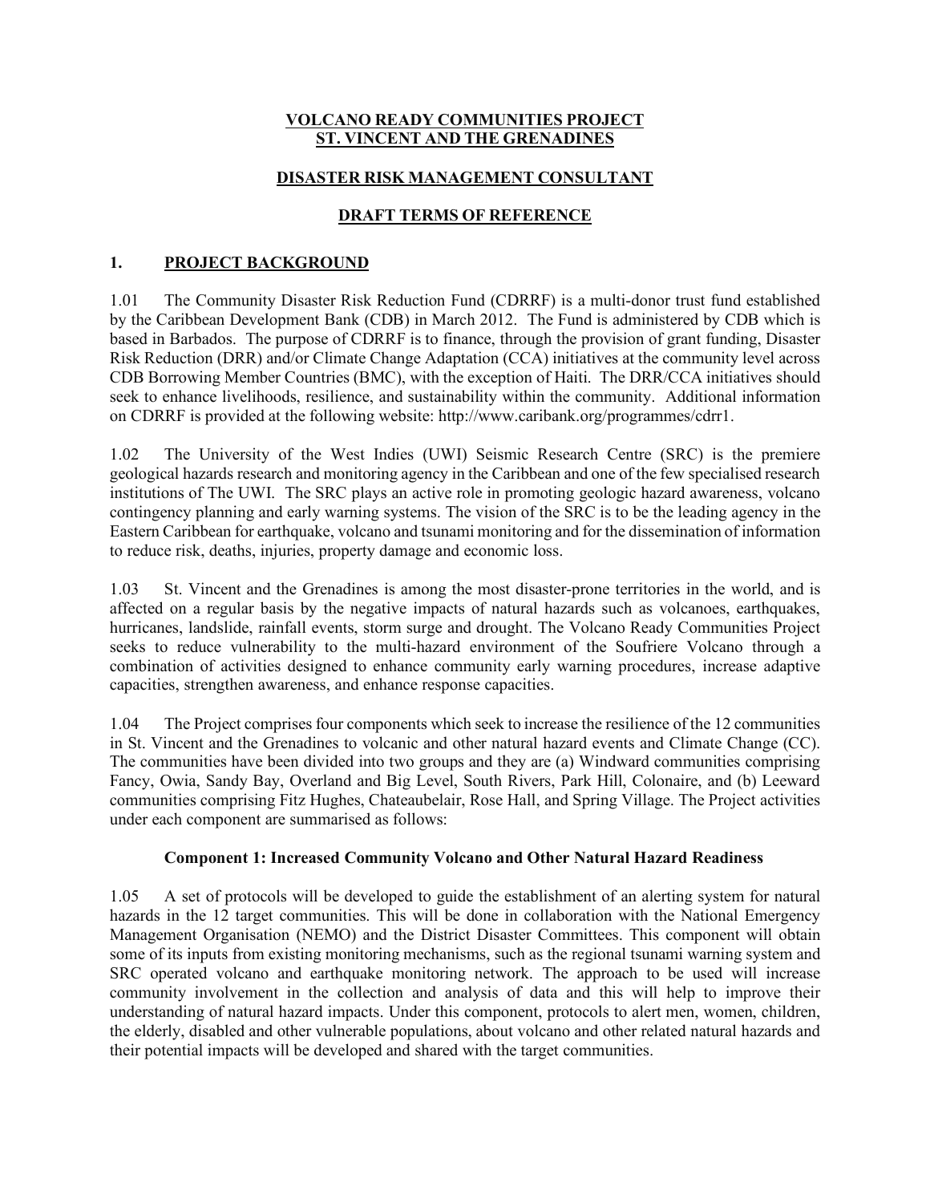**VOLCANO READY COMMUNITIES PROJECT**
**ST. VINCENT AND THE GRENADINES**

**DISASTER RISK MANAGEMENT CONSULTANT**

**DRAFT TERMS OF REFERENCE**

## 1. PROJECT BACKGROUND

1.01 The Community Disaster Risk Reduction Fund (CDRRF) is a multi-donor trust fund established by the Caribbean Development Bank (CDB) in March 2012. The Fund is administered by CDB which is based in Barbados. The purpose of CDRRF is to finance, through the provision of grant funding, Disaster Risk Reduction (DRR) and/or Climate Change Adaptation (CCA) initiatives at the community level across CDB Borrowing Member Countries (BMC), with the exception of Haiti. The DRR/CCA initiatives should seek to enhance livelihoods, resilience, and sustainability within the community. Additional information on CDRRF is provided at the following website: http://www.caribank.org/programmes/cdrr1.

1.02 The University of the West Indies (UWI) Seismic Research Centre (SRC) is the premiere geological hazards research and monitoring agency in the Caribbean and one of the few specialised research institutions of The UWI. The SRC plays an active role in promoting geologic hazard awareness, volcano contingency planning and early warning systems. The vision of the SRC is to be the leading agency in the Eastern Caribbean for earthquake, volcano and tsunami monitoring and for the dissemination of information to reduce risk, deaths, injuries, property damage and economic loss.

1.03 St. Vincent and the Grenadines is among the most disaster-prone territories in the world, and is affected on a regular basis by the negative impacts of natural hazards such as volcanoes, earthquakes, hurricanes, landslide, rainfall events, storm surge and drought. The Volcano Ready Communities Project seeks to reduce vulnerability to the multi-hazard environment of the Soufriere Volcano through a combination of activities designed to enhance community early warning procedures, increase adaptive capacities, strengthen awareness, and enhance response capacities.

1.04 The Project comprises four components which seek to increase the resilience of the 12 communities in St. Vincent and the Grenadines to volcanic and other natural hazard events and Climate Change (CC). The communities have been divided into two groups and they are (a) Windward communities comprising Fancy, Owia, Sandy Bay, Overland and Big Level, South Rivers, Park Hill, Colonaire, and (b) Leeward communities comprising Fitz Hughes, Chateaubelair, Rose Hall, and Spring Village. The Project activities under each component are summarised as follows:

### Component 1: Increased Community Volcano and Other Natural Hazard Readiness

1.05 A set of protocols will be developed to guide the establishment of an alerting system for natural hazards in the 12 target communities. This will be done in collaboration with the National Emergency Management Organisation (NEMO) and the District Disaster Committees. This component will obtain some of its inputs from existing monitoring mechanisms, such as the regional tsunami warning system and SRC operated volcano and earthquake monitoring network. The approach to be used will increase community involvement in the collection and analysis of data and this will help to improve their understanding of natural hazard impacts. Under this component, protocols to alert men, women, children, the elderly, disabled and other vulnerable populations, about volcano and other related natural hazards and their potential impacts will be developed and shared with the target communities.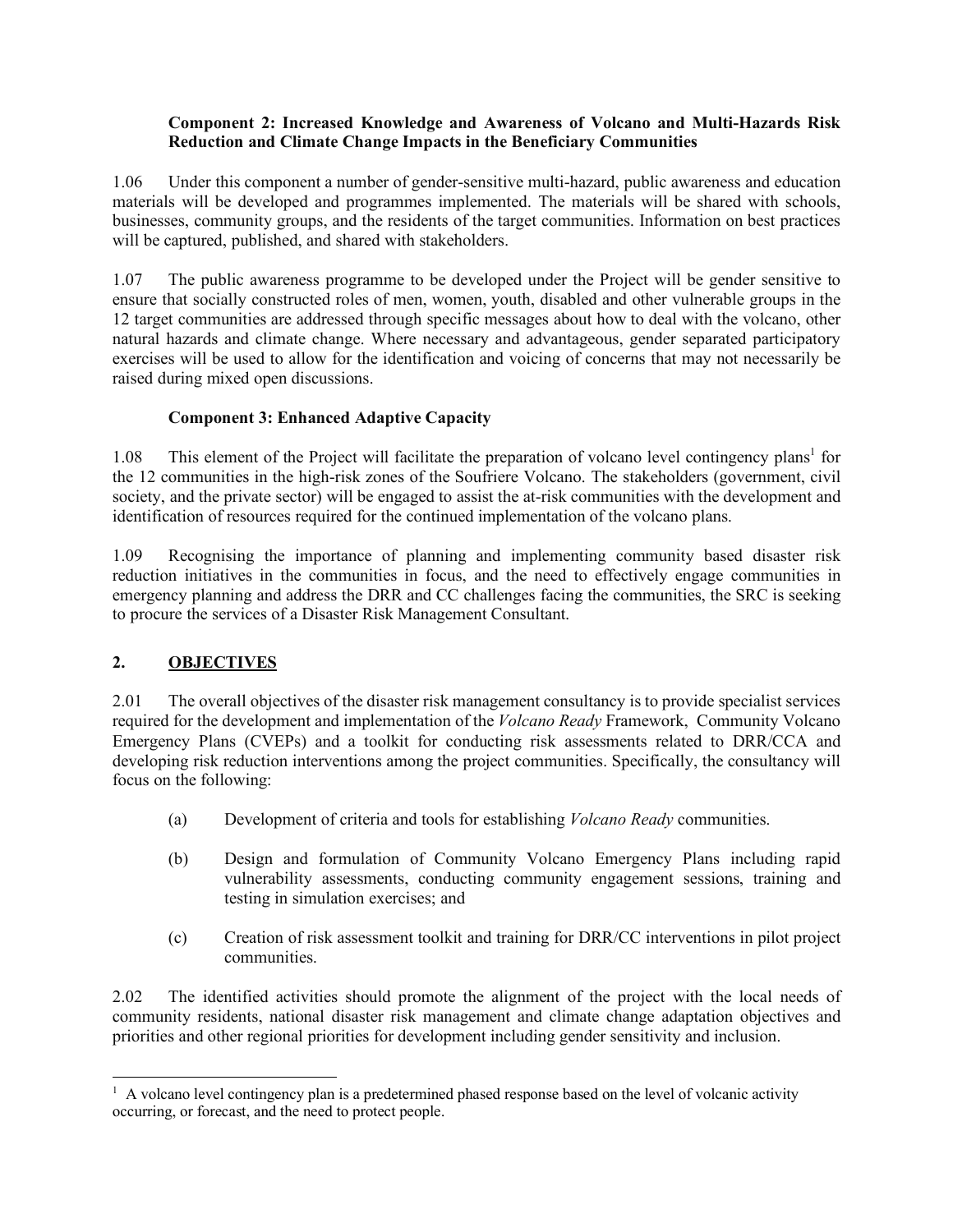**Component 2: Increased Knowledge and Awareness of Volcano and Multi-Hazards Risk Reduction and Climate Change Impacts in the Beneficiary Communities**

1.06 Under this component a number of gender-sensitive multi-hazard, public awareness and education materials will be developed and programmes implemented. The materials will be shared with schools, businesses, community groups, and the residents of the target communities. Information on best practices will be captured, published, and shared with stakeholders.

1.07 The public awareness programme to be developed under the Project will be gender sensitive to ensure that socially constructed roles of men, women, youth, disabled and other vulnerable groups in the 12 target communities are addressed through specific messages about how to deal with the volcano, other natural hazards and climate change. Where necessary and advantageous, gender separated participatory exercises will be used to allow for the identification and voicing of concerns that may not necessarily be raised during mixed open discussions.

**Component 3: Enhanced Adaptive Capacity**

1.08 This element of the Project will facilitate the preparation of volcano level contingency plans[1] for the 12 communities in the high-risk zones of the Soufriere Volcano. The stakeholders (government, civil society, and the private sector) will be engaged to assist the at-risk communities with the development and identification of resources required for the continued implementation of the volcano plans.

1.09 Recognising the importance of planning and implementing community based disaster risk reduction initiatives in the communities in focus, and the need to effectively engage communities in emergency planning and address the DRR and CC challenges facing the communities, the SRC is seeking to procure the services of a Disaster Risk Management Consultant.

## 2. OBJECTIVES

2.01 The overall objectives of the disaster risk management consultancy is to provide specialist services required for the development and implementation of the *Volcano Ready* Framework, Community Volcano Emergency Plans (CVEPs) and a toolkit for conducting risk assessments related to DRR/CCA and developing risk reduction interventions among the project communities. Specifically, the consultancy will focus on the following:

(a) Development of criteria and tools for establishing *Volcano Ready* communities.

(b) Design and formulation of Community Volcano Emergency Plans including rapid vulnerability assessments, conducting community engagement sessions, training and testing in simulation exercises; and

(c) Creation of risk assessment toolkit and training for DRR/CC interventions in pilot project communities.

2.02 The identified activities should promote the alignment of the project with the local needs of community residents, national disaster risk management and climate change adaptation objectives and priorities and other regional priorities for development including gender sensitivity and inclusion.

[1] A volcano level contingency plan is a predetermined phased response based on the level of volcanic activity occurring, or forecast, and the need to protect people.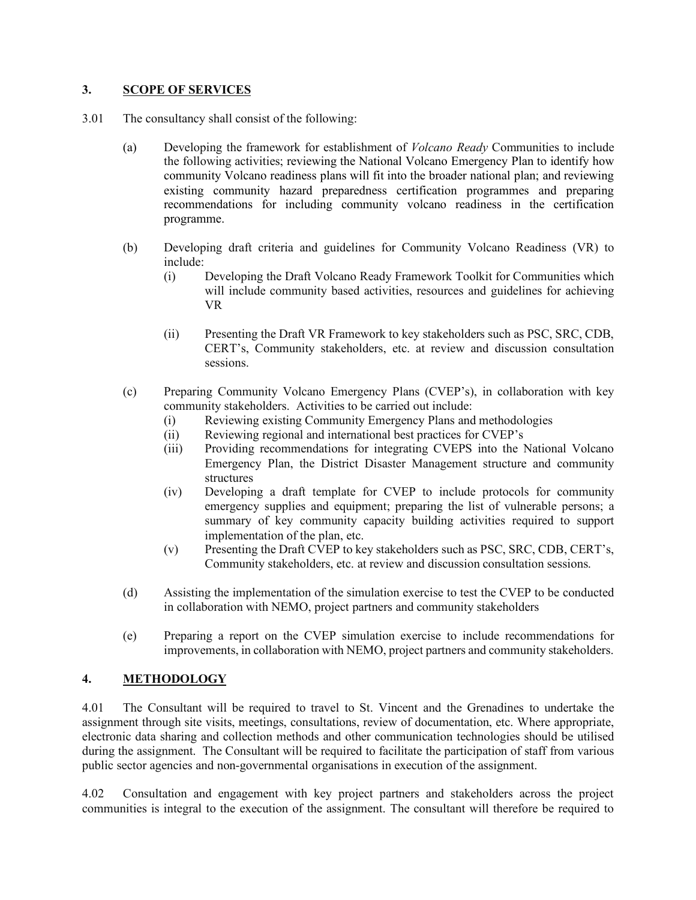## 3. SCOPE OF SERVICES

3.01 The consultancy shall consist of the following:

(a) Developing the framework for establishment of *Volcano Ready* Communities to include the following activities; reviewing the National Volcano Emergency Plan to identify how community Volcano readiness plans will fit into the broader national plan; and reviewing existing community hazard preparedness certification programmes and preparing recommendations for including community volcano readiness in the certification programme.

(b) Developing draft criteria and guidelines for Community Volcano Readiness (VR) to include:

  (i) Developing the Draft Volcano Ready Framework Toolkit for Communities which will include community based activities, resources and guidelines for achieving VR

  (ii) Presenting the Draft VR Framework to key stakeholders such as PSC, SRC, CDB, CERT's, Community stakeholders, etc. at review and discussion consultation sessions.

(c) Preparing Community Volcano Emergency Plans (CVEP's), in collaboration with key community stakeholders. Activities to be carried out include:

  (i) Reviewing existing Community Emergency Plans and methodologies
  (ii) Reviewing regional and international best practices for CVEP's
  (iii) Providing recommendations for integrating CVEPS into the National Volcano Emergency Plan, the District Disaster Management structure and community structures
  (iv) Developing a draft template for CVEP to include protocols for community emergency supplies and equipment; preparing the list of vulnerable persons; a summary of key community capacity building activities required to support implementation of the plan, etc.
  (v) Presenting the Draft CVEP to key stakeholders such as PSC, SRC, CDB, CERT's, Community stakeholders, etc. at review and discussion consultation sessions.

(d) Assisting the implementation of the simulation exercise to test the CVEP to be conducted in collaboration with NEMO, project partners and community stakeholders

(e) Preparing a report on the CVEP simulation exercise to include recommendations for improvements, in collaboration with NEMO, project partners and community stakeholders.

## 4. METHODOLOGY

4.01 The Consultant will be required to travel to St. Vincent and the Grenadines to undertake the assignment through site visits, meetings, consultations, review of documentation, etc. Where appropriate, electronic data sharing and collection methods and other communication technologies should be utilised during the assignment. The Consultant will be required to facilitate the participation of staff from various public sector agencies and non-governmental organisations in execution of the assignment.

4.02 Consultation and engagement with key project partners and stakeholders across the project communities is integral to the execution of the assignment. The consultant will therefore be required to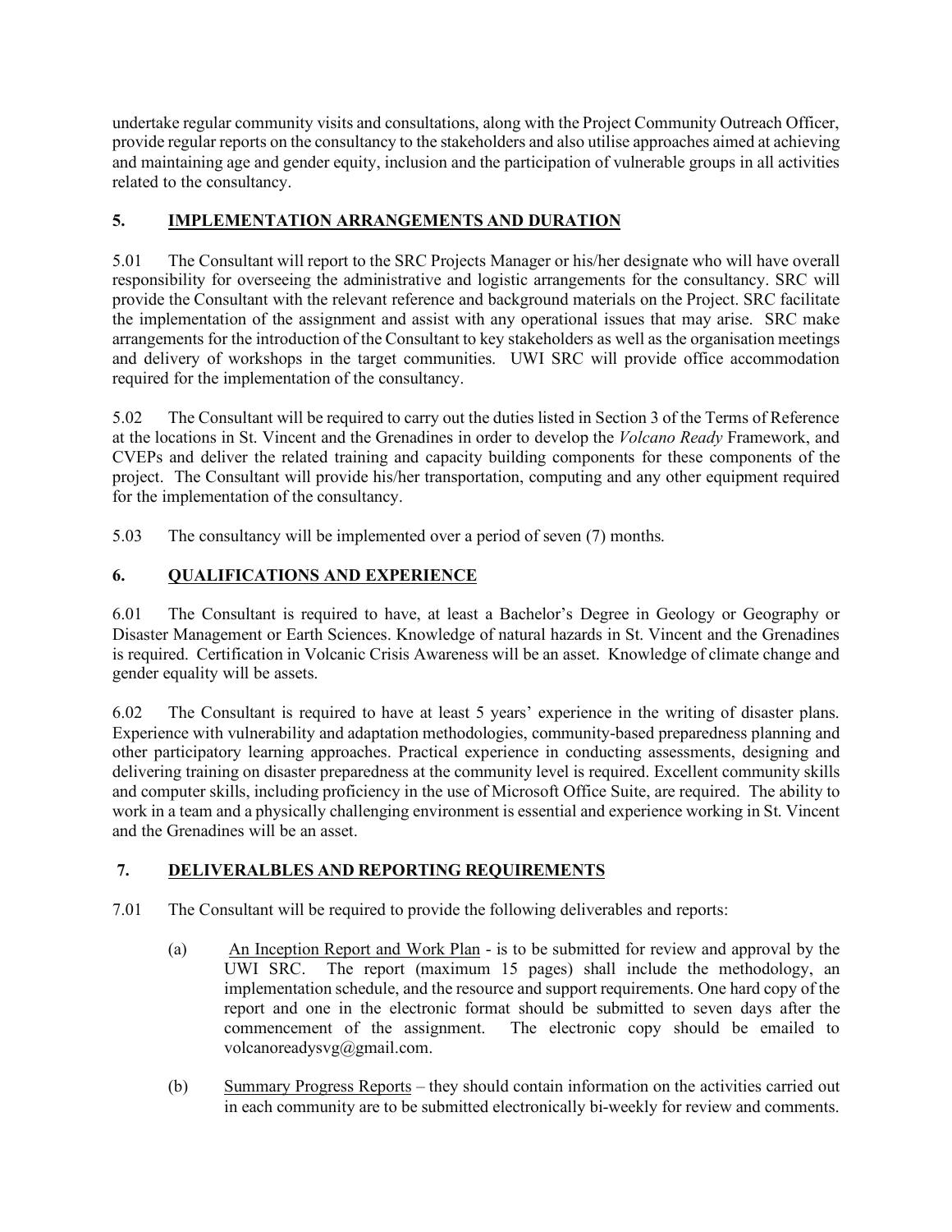undertake regular community visits and consultations, along with the Project Community Outreach Officer, provide regular reports on the consultancy to the stakeholders and also utilise approaches aimed at achieving and maintaining age and gender equity, inclusion and the participation of vulnerable groups in all activities related to the consultancy.

## 5. IMPLEMENTATION ARRANGEMENTS AND DURATION

5.01 The Consultant will report to the SRC Projects Manager or his/her designate who will have overall responsibility for overseeing the administrative and logistic arrangements for the consultancy. SRC will provide the Consultant with the relevant reference and background materials on the Project. SRC facilitate the implementation of the assignment and assist with any operational issues that may arise. SRC make arrangements for the introduction of the Consultant to key stakeholders as well as the organisation meetings and delivery of workshops in the target communities. UWI SRC will provide office accommodation required for the implementation of the consultancy.

5.02 The Consultant will be required to carry out the duties listed in Section 3 of the Terms of Reference at the locations in St. Vincent and the Grenadines in order to develop the *Volcano Ready* Framework, and CVEPs and deliver the related training and capacity building components for these components of the project. The Consultant will provide his/her transportation, computing and any other equipment required for the implementation of the consultancy.

5.03 The consultancy will be implemented over a period of seven (7) months.

## 6. QUALIFICATIONS AND EXPERIENCE

6.01 The Consultant is required to have, at least a Bachelor's Degree in Geology or Geography or Disaster Management or Earth Sciences. Knowledge of natural hazards in St. Vincent and the Grenadines is required. Certification in Volcanic Crisis Awareness will be an asset. Knowledge of climate change and gender equality will be assets.

6.02 The Consultant is required to have at least 5 years' experience in the writing of disaster plans. Experience with vulnerability and adaptation methodologies, community-based preparedness planning and other participatory learning approaches. Practical experience in conducting assessments, designing and delivering training on disaster preparedness at the community level is required. Excellent community skills and computer skills, including proficiency in the use of Microsoft Office Suite, are required. The ability to work in a team and a physically challenging environment is essential and experience working in St. Vincent and the Grenadines will be an asset.

## 7. DELIVERALBLES AND REPORTING REQUIREMENTS

7.01 The Consultant will be required to provide the following deliverables and reports:

(a) An Inception Report and Work Plan - is to be submitted for review and approval by the UWI SRC. The report (maximum 15 pages) shall include the methodology, an implementation schedule, and the resource and support requirements. One hard copy of the report and one in the electronic format should be submitted to seven days after the commencement of the assignment. The electronic copy should be emailed to volcanoreadysvg@gmail.com.

(b) Summary Progress Reports – they should contain information on the activities carried out in each community are to be submitted electronically bi-weekly for review and comments.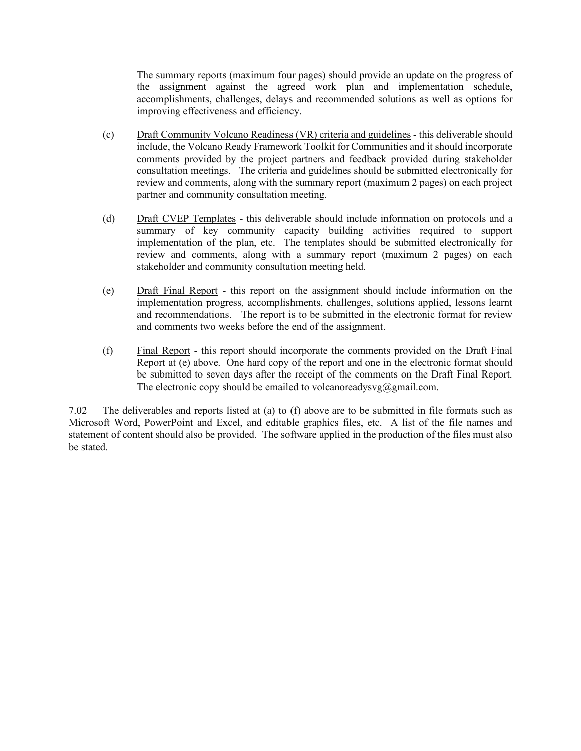The summary reports (maximum four pages) should provide an update on the progress of the assignment against the agreed work plan and implementation schedule, accomplishments, challenges, delays and recommended solutions as well as options for improving effectiveness and efficiency.

(c) Draft Community Volcano Readiness (VR) criteria and guidelines - this deliverable should include, the Volcano Ready Framework Toolkit for Communities and it should incorporate comments provided by the project partners and feedback provided during stakeholder consultation meetings. The criteria and guidelines should be submitted electronically for review and comments, along with the summary report (maximum 2 pages) on each project partner and community consultation meeting.

(d) Draft CVEP Templates - this deliverable should include information on protocols and a summary of key community capacity building activities required to support implementation of the plan, etc. The templates should be submitted electronically for review and comments, along with a summary report (maximum 2 pages) on each stakeholder and community consultation meeting held.

(e) Draft Final Report - this report on the assignment should include information on the implementation progress, accomplishments, challenges, solutions applied, lessons learnt and recommendations. The report is to be submitted in the electronic format for review and comments two weeks before the end of the assignment.

(f) Final Report - this report should incorporate the comments provided on the Draft Final Report at (e) above. One hard copy of the report and one in the electronic format should be submitted to seven days after the receipt of the comments on the Draft Final Report. The electronic copy should be emailed to volcanoreadysvg@gmail.com.

7.02 The deliverables and reports listed at (a) to (f) above are to be submitted in file formats such as Microsoft Word, PowerPoint and Excel, and editable graphics files, etc. A list of the file names and statement of content should also be provided. The software applied in the production of the files must also be stated.